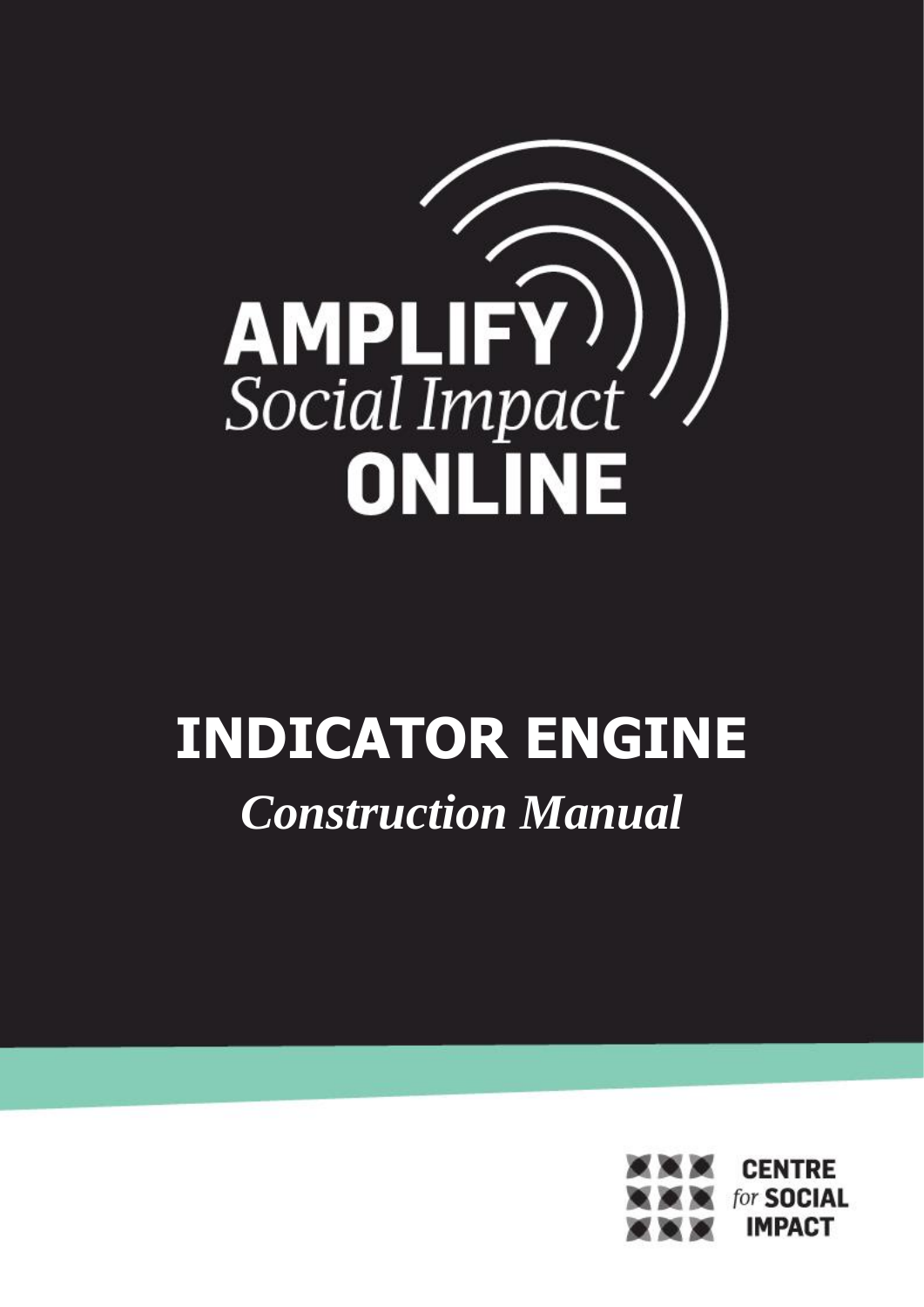AMPLIFY
Social Impact
ONLINE

# INDICATOR ENGINE

## *Construction Manual*

CENTRE
for SOCIAL
IMPACT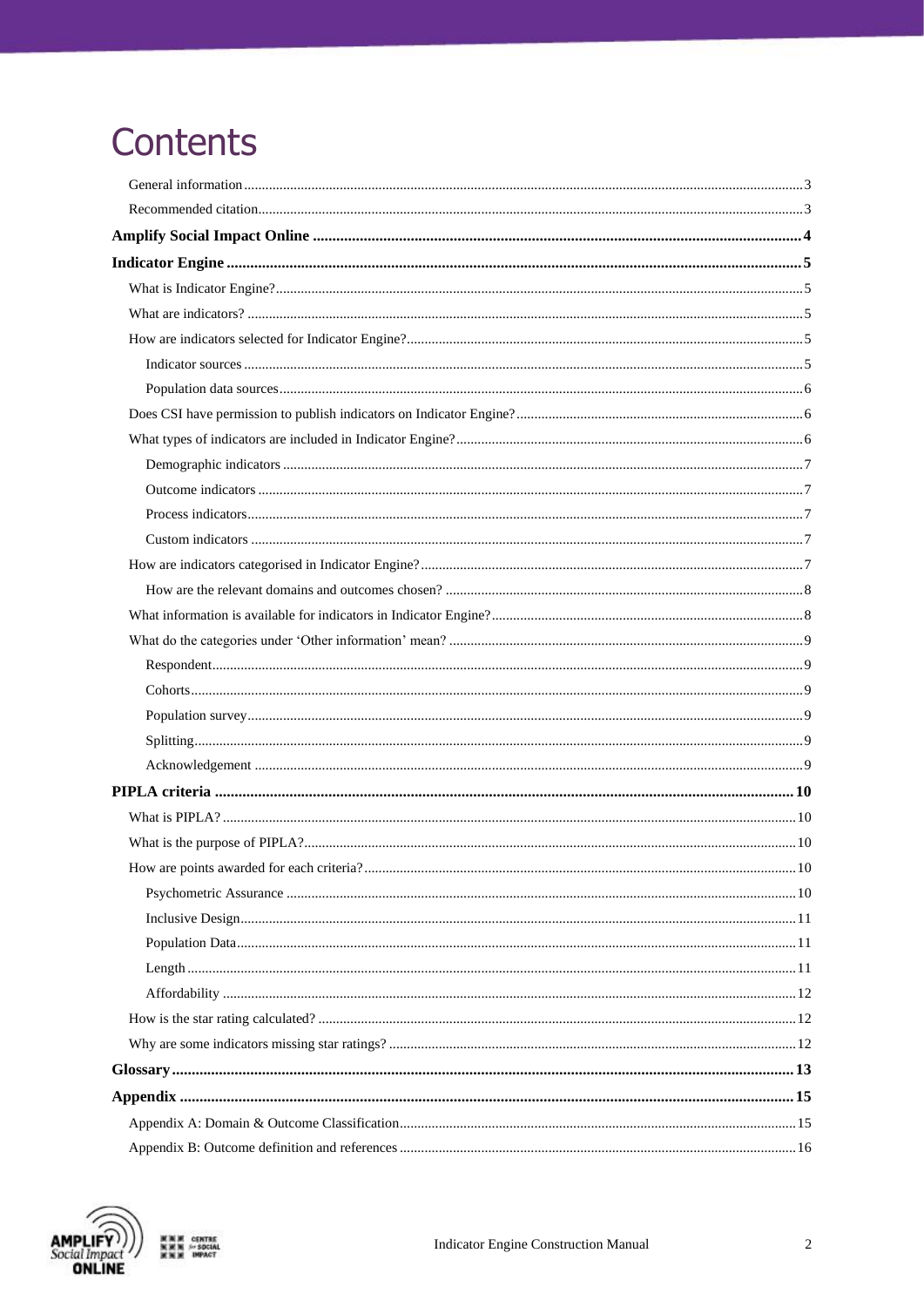# Contents

- General information ... 3
- Recommended citation ... 3

**Amplify Social Impact Online ... 4**

**Indicator Engine ... 5**

- What is Indicator Engine? ... 5
- What are indicators? ... 5
- How are indicators selected for Indicator Engine? ... 5
  - Indicator sources ... 5
  - Population data sources ... 6
- Does CSI have permission to publish indicators on Indicator Engine? ... 6
- What types of indicators are included in Indicator Engine? ... 6
  - Demographic indicators ... 7
  - Outcome indicators ... 7
  - Process indicators ... 7
  - Custom indicators ... 7
- How are indicators categorised in Indicator Engine? ... 7
  - How are the relevant domains and outcomes chosen? ... 8
- What information is available for indicators in Indicator Engine? ... 8
- What do the categories under 'Other information' mean? ... 9
  - Respondent ... 9
  - Cohorts ... 9
  - Population survey ... 9
  - Splitting ... 9
  - Acknowledgement ... 9

**PIPLA criteria ... 10**

- What is PIPLA? ... 10
- What is the purpose of PIPLA? ... 10
- How are points awarded for each criteria? ... 10
  - Psychometric Assurance ... 10
  - Inclusive Design ... 11
  - Population Data ... 11
  - Length ... 11
  - Affordability ... 12
- How is the star rating calculated? ... 12
- Why are some indicators missing star ratings? ... 12

**Glossary ... 13**

**Appendix ... 15**

- Appendix A: Domain & Outcome Classification ... 15
- Appendix B: Outcome definition and references ... 16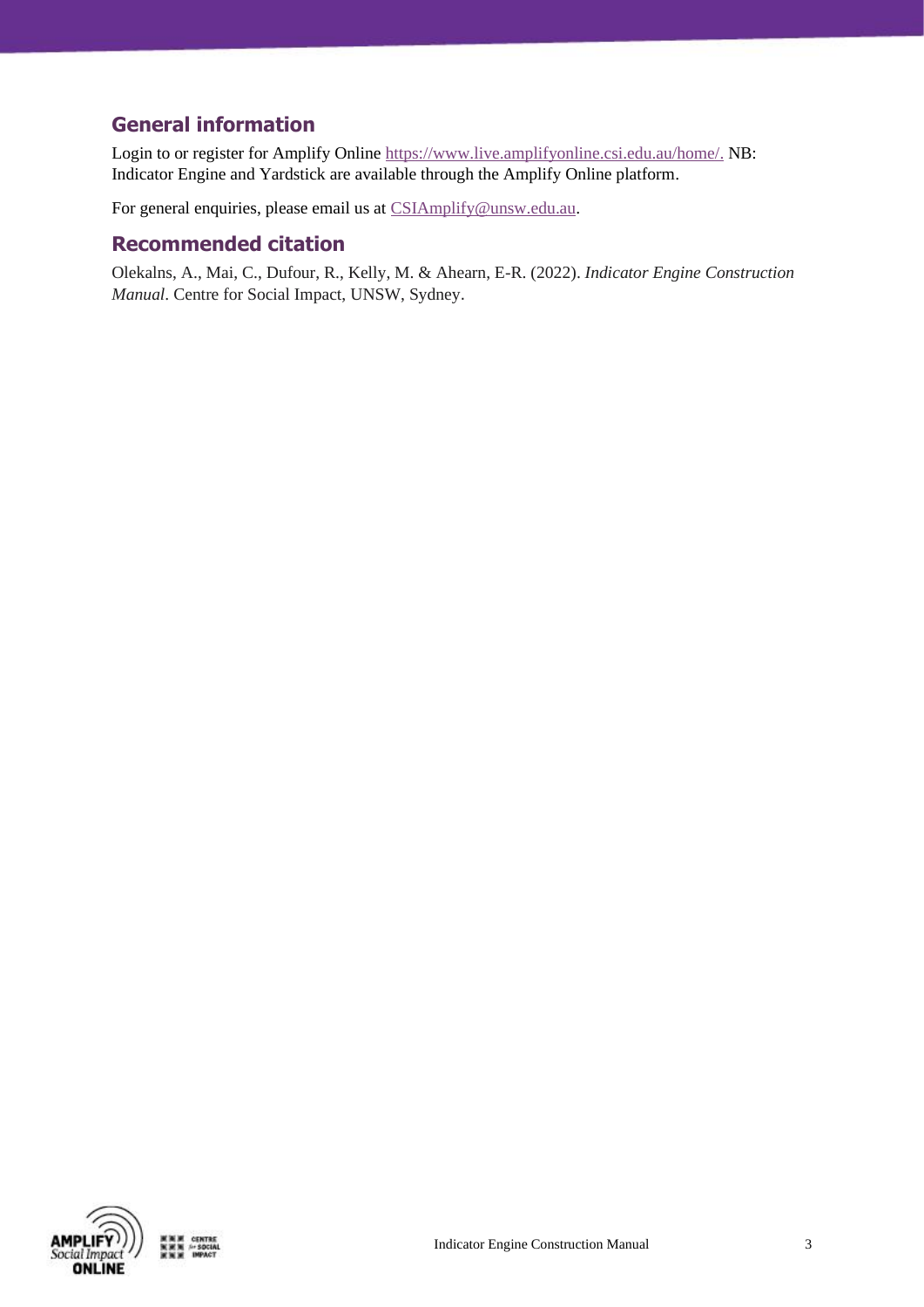## General information

Login to or register for Amplify Online https://www.live.amplifyonline.csi.edu.au/home/. NB: Indicator Engine and Yardstick are available through the Amplify Online platform.

For general enquiries, please email us at CSIAmplify@unsw.edu.au.

## Recommended citation

Olekalns, A., Mai, C., Dufour, R., Kelly, M. & Ahearn, E-R. (2022). *Indicator Engine Construction Manual*. Centre for Social Impact, UNSW, Sydney.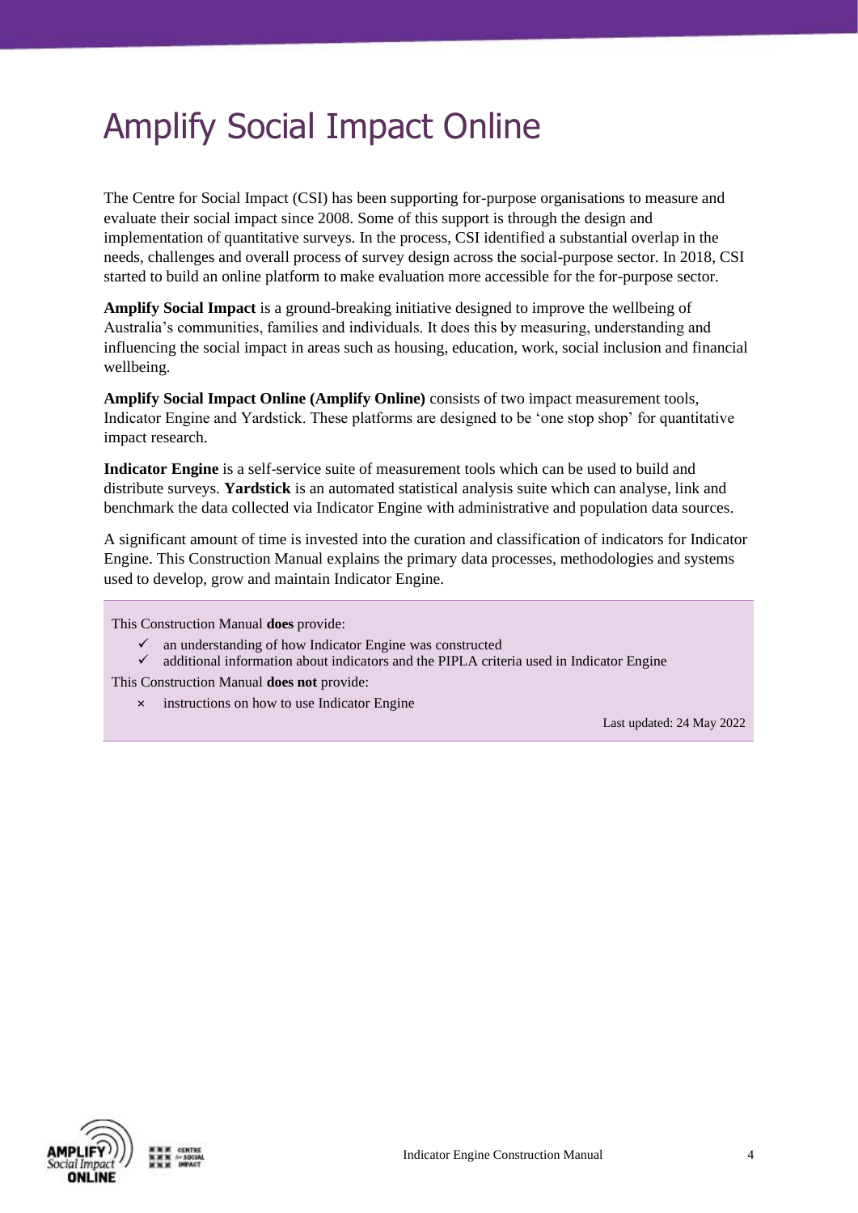# Amplify Social Impact Online

The Centre for Social Impact (CSI) has been supporting for-purpose organisations to measure and evaluate their social impact since 2008. Some of this support is through the design and implementation of quantitative surveys. In the process, CSI identified a substantial overlap in the needs, challenges and overall process of survey design across the social-purpose sector. In 2018, CSI started to build an online platform to make evaluation more accessible for the for-purpose sector.

**Amplify Social Impact** is a ground-breaking initiative designed to improve the wellbeing of Australia's communities, families and individuals. It does this by measuring, understanding and influencing the social impact in areas such as housing, education, work, social inclusion and financial wellbeing.

**Amplify Social Impact Online (Amplify Online)** consists of two impact measurement tools, Indicator Engine and Yardstick. These platforms are designed to be 'one stop shop' for quantitative impact research.

**Indicator Engine** is a self-service suite of measurement tools which can be used to build and distribute surveys. **Yardstick** is an automated statistical analysis suite which can analyse, link and benchmark the data collected via Indicator Engine with administrative and population data sources.

A significant amount of time is invested into the curation and classification of indicators for Indicator Engine. This Construction Manual explains the primary data processes, methodologies and systems used to develop, grow and maintain Indicator Engine.

This Construction Manual **does** provide:

- ✓ an understanding of how Indicator Engine was constructed
- ✓ additional information about indicators and the PIPLA criteria used in Indicator Engine

This Construction Manual **does not** provide:

- × instructions on how to use Indicator Engine

Last updated: 24 May 2022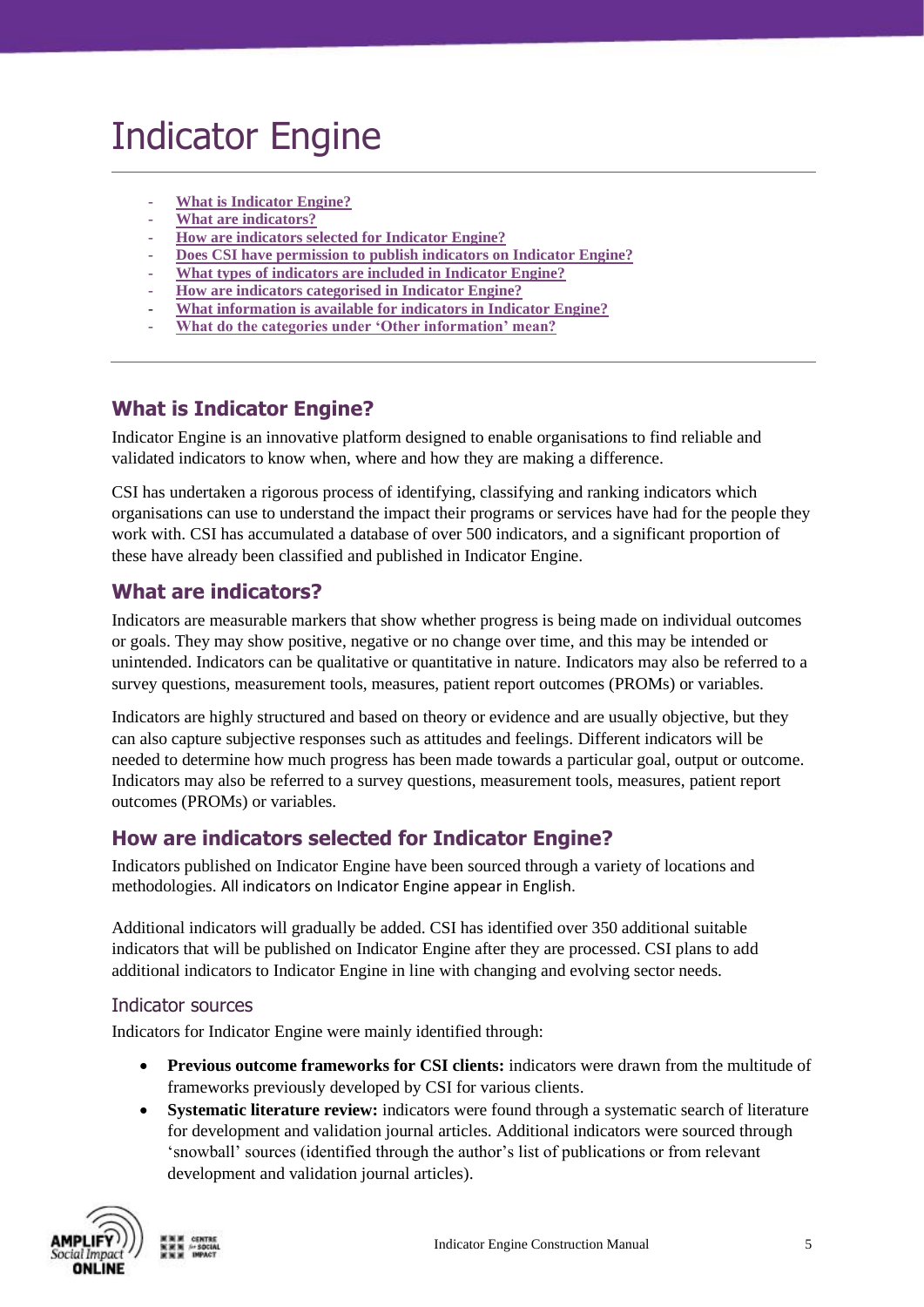# Indicator Engine

- What is Indicator Engine?
- What are indicators?
- How are indicators selected for Indicator Engine?
- Does CSI have permission to publish indicators on Indicator Engine?
- What types of indicators are included in Indicator Engine?
- How are indicators categorised in Indicator Engine?
- What information is available for indicators in Indicator Engine?
- What do the categories under 'Other information' mean?

## What is Indicator Engine?

Indicator Engine is an innovative platform designed to enable organisations to find reliable and validated indicators to know when, where and how they are making a difference.

CSI has undertaken a rigorous process of identifying, classifying and ranking indicators which organisations can use to understand the impact their programs or services have had for the people they work with. CSI has accumulated a database of over 500 indicators, and a significant proportion of these have already been classified and published in Indicator Engine.

## What are indicators?

Indicators are measurable markers that show whether progress is being made on individual outcomes or goals. They may show positive, negative or no change over time, and this may be intended or unintended. Indicators can be qualitative or quantitative in nature. Indicators may also be referred to a survey questions, measurement tools, measures, patient report outcomes (PROMs) or variables.

Indicators are highly structured and based on theory or evidence and are usually objective, but they can also capture subjective responses such as attitudes and feelings. Different indicators will be needed to determine how much progress has been made towards a particular goal, output or outcome. Indicators may also be referred to a survey questions, measurement tools, measures, patient report outcomes (PROMs) or variables.

## How are indicators selected for Indicator Engine?

Indicators published on Indicator Engine have been sourced through a variety of locations and methodologies. All indicators on Indicator Engine appear in English.

Additional indicators will gradually be added. CSI has identified over 350 additional suitable indicators that will be published on Indicator Engine after they are processed. CSI plans to add additional indicators to Indicator Engine in line with changing and evolving sector needs.

### Indicator sources

Indicators for Indicator Engine were mainly identified through:

- **Previous outcome frameworks for CSI clients:** indicators were drawn from the multitude of frameworks previously developed by CSI for various clients.
- **Systematic literature review:** indicators were found through a systematic search of literature for development and validation journal articles. Additional indicators were sourced through 'snowball' sources (identified through the author's list of publications or from relevant development and validation journal articles).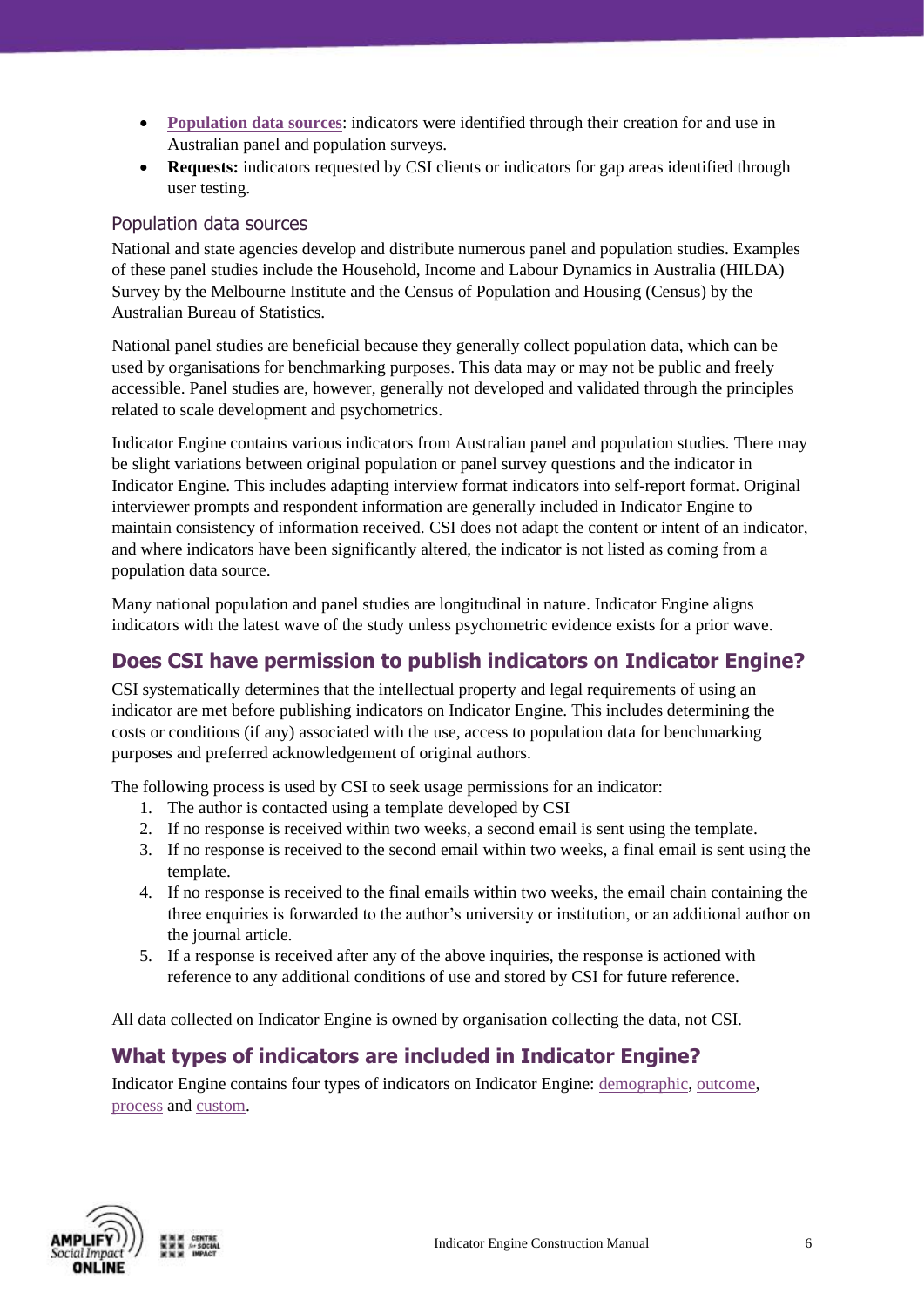- **Population data sources**: indicators were identified through their creation for and use in Australian panel and population surveys.
- **Requests:** indicators requested by CSI clients or indicators for gap areas identified through user testing.

### Population data sources

National and state agencies develop and distribute numerous panel and population studies. Examples of these panel studies include the Household, Income and Labour Dynamics in Australia (HILDA) Survey by the Melbourne Institute and the Census of Population and Housing (Census) by the Australian Bureau of Statistics.

National panel studies are beneficial because they generally collect population data, which can be used by organisations for benchmarking purposes. This data may or may not be public and freely accessible. Panel studies are, however, generally not developed and validated through the principles related to scale development and psychometrics.

Indicator Engine contains various indicators from Australian panel and population studies. There may be slight variations between original population or panel survey questions and the indicator in Indicator Engine. This includes adapting interview format indicators into self-report format. Original interviewer prompts and respondent information are generally included in Indicator Engine to maintain consistency of information received. CSI does not adapt the content or intent of an indicator, and where indicators have been significantly altered, the indicator is not listed as coming from a population data source.

Many national population and panel studies are longitudinal in nature. Indicator Engine aligns indicators with the latest wave of the study unless psychometric evidence exists for a prior wave.

## Does CSI have permission to publish indicators on Indicator Engine?

CSI systematically determines that the intellectual property and legal requirements of using an indicator are met before publishing indicators on Indicator Engine. This includes determining the costs or conditions (if any) associated with the use, access to population data for benchmarking purposes and preferred acknowledgement of original authors.

The following process is used by CSI to seek usage permissions for an indicator:

1. The author is contacted using a template developed by CSI
2. If no response is received within two weeks, a second email is sent using the template.
3. If no response is received to the second email within two weeks, a final email is sent using the template.
4. If no response is received to the final emails within two weeks, the email chain containing the three enquiries is forwarded to the author's university or institution, or an additional author on the journal article.
5. If a response is received after any of the above inquiries, the response is actioned with reference to any additional conditions of use and stored by CSI for future reference.

All data collected on Indicator Engine is owned by organisation collecting the data, not CSI.

## What types of indicators are included in Indicator Engine?

Indicator Engine contains four types of indicators on Indicator Engine: demographic, outcome, process and custom.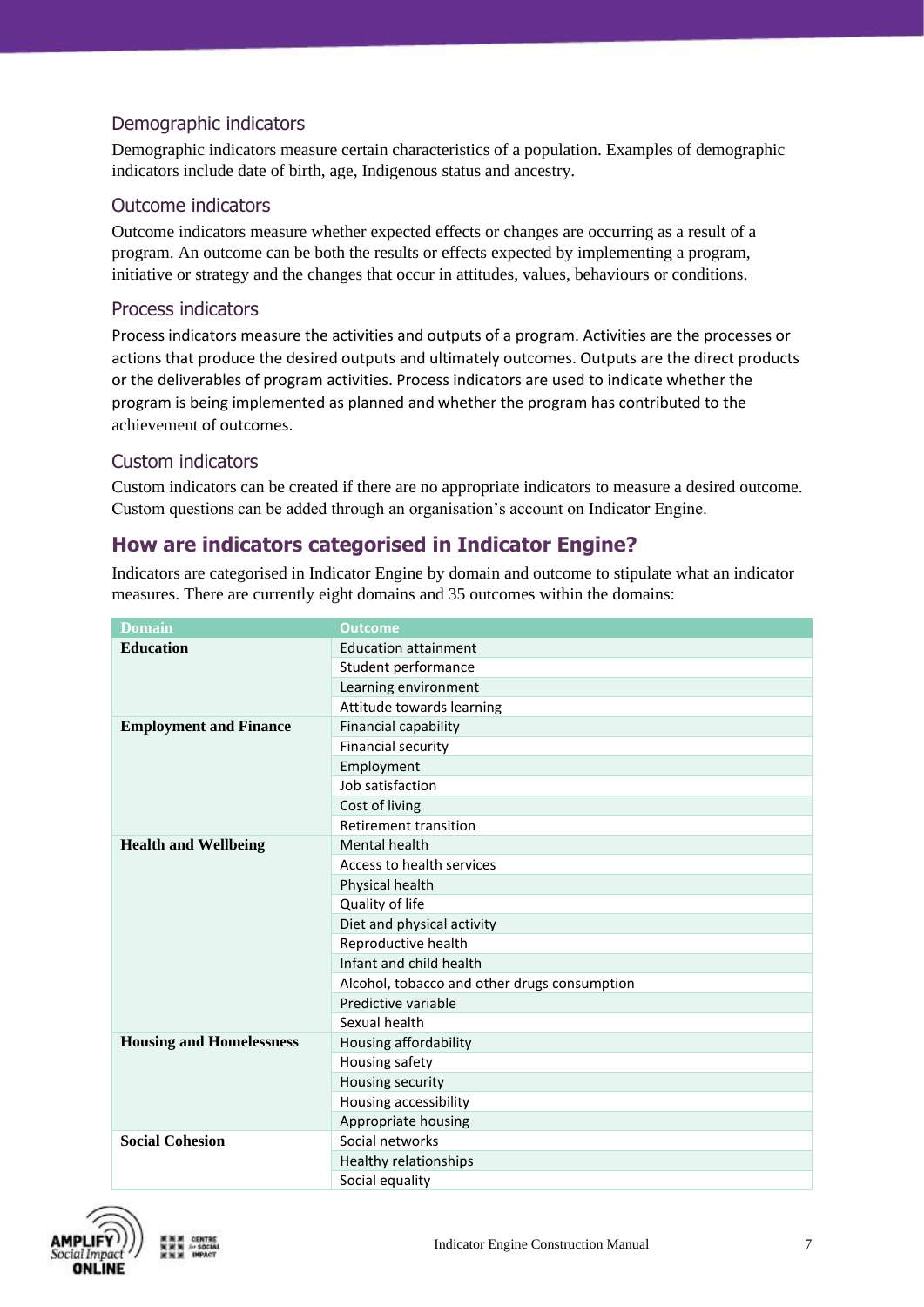### Demographic indicators

Demographic indicators measure certain characteristics of a population. Examples of demographic indicators include date of birth, age, Indigenous status and ancestry.

### Outcome indicators

Outcome indicators measure whether expected effects or changes are occurring as a result of a program. An outcome can be both the results or effects expected by implementing a program, initiative or strategy and the changes that occur in attitudes, values, behaviours or conditions.

### Process indicators

Process indicators measure the activities and outputs of a program. Activities are the processes or actions that produce the desired outputs and ultimately outcomes. Outputs are the direct products or the deliverables of program activities. Process indicators are used to indicate whether the program is being implemented as planned and whether the program has contributed to the achievement of outcomes.

### Custom indicators

Custom indicators can be created if there are no appropriate indicators to measure a desired outcome. Custom questions can be added through an organisation's account on Indicator Engine.

## How are indicators categorised in Indicator Engine?

Indicators are categorised in Indicator Engine by domain and outcome to stipulate what an indicator measures. There are currently eight domains and 35 outcomes within the domains:

| Domain | Outcome |
|---|---|
| **Education** | Education attainment |
| | Student performance |
| | Learning environment |
| | Attitude towards learning |
| **Employment and Finance** | Financial capability |
| | Financial security |
| | Employment |
| | Job satisfaction |
| | Cost of living |
| | Retirement transition |
| **Health and Wellbeing** | Mental health |
| | Access to health services |
| | Physical health |
| | Quality of life |
| | Diet and physical activity |
| | Reproductive health |
| | Infant and child health |
| | Alcohol, tobacco and other drugs consumption |
| | Predictive variable |
| | Sexual health |
| **Housing and Homelessness** | Housing affordability |
| | Housing safety |
| | Housing security |
| | Housing accessibility |
| | Appropriate housing |
| **Social Cohesion** | Social networks |
| | Healthy relationships |
| | Social equality |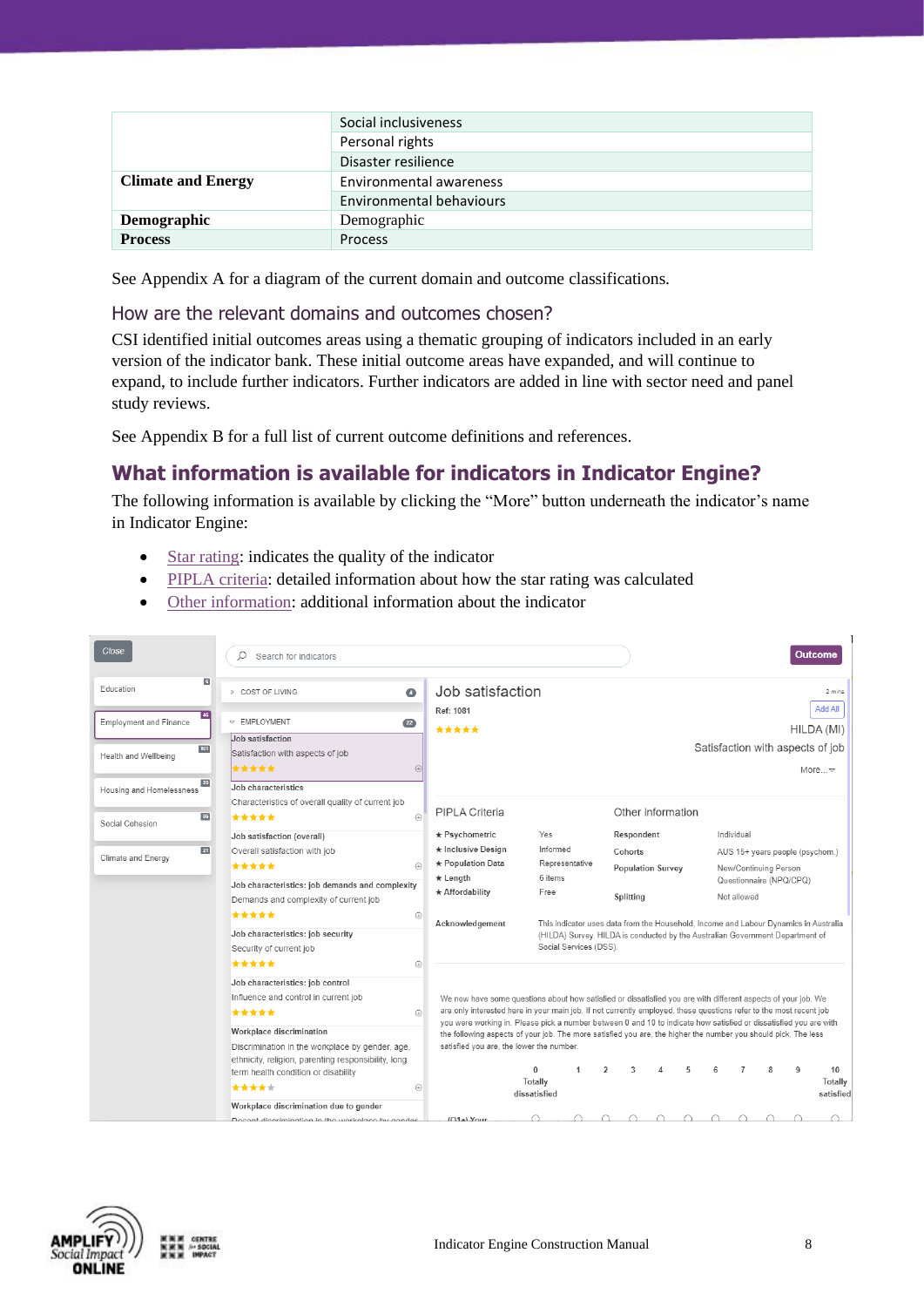| | |
|---|---|
| | Social inclusiveness |
| | Personal rights |
| | Disaster resilience |
| **Climate and Energy** | Environmental awareness |
| | Environmental behaviours |
| **Demographic** | Demographic |
| **Process** | Process |

See Appendix A for a diagram of the current domain and outcome classifications.

### How are the relevant domains and outcomes chosen?

CSI identified initial outcomes areas using a thematic grouping of indicators included in an early version of the indicator bank. These initial outcome areas have expanded, and will continue to expand, to include further indicators. Further indicators are added in line with sector need and panel study reviews.

See Appendix B for a full list of current outcome definitions and references.

## What information is available for indicators in Indicator Engine?

The following information is available by clicking the "More" button underneath the indicator's name in Indicator Engine:

- Star rating: indicates the quality of the indicator
- PIPLA criteria: detailed information about how the star rating was calculated
- Other information: additional information about the indicator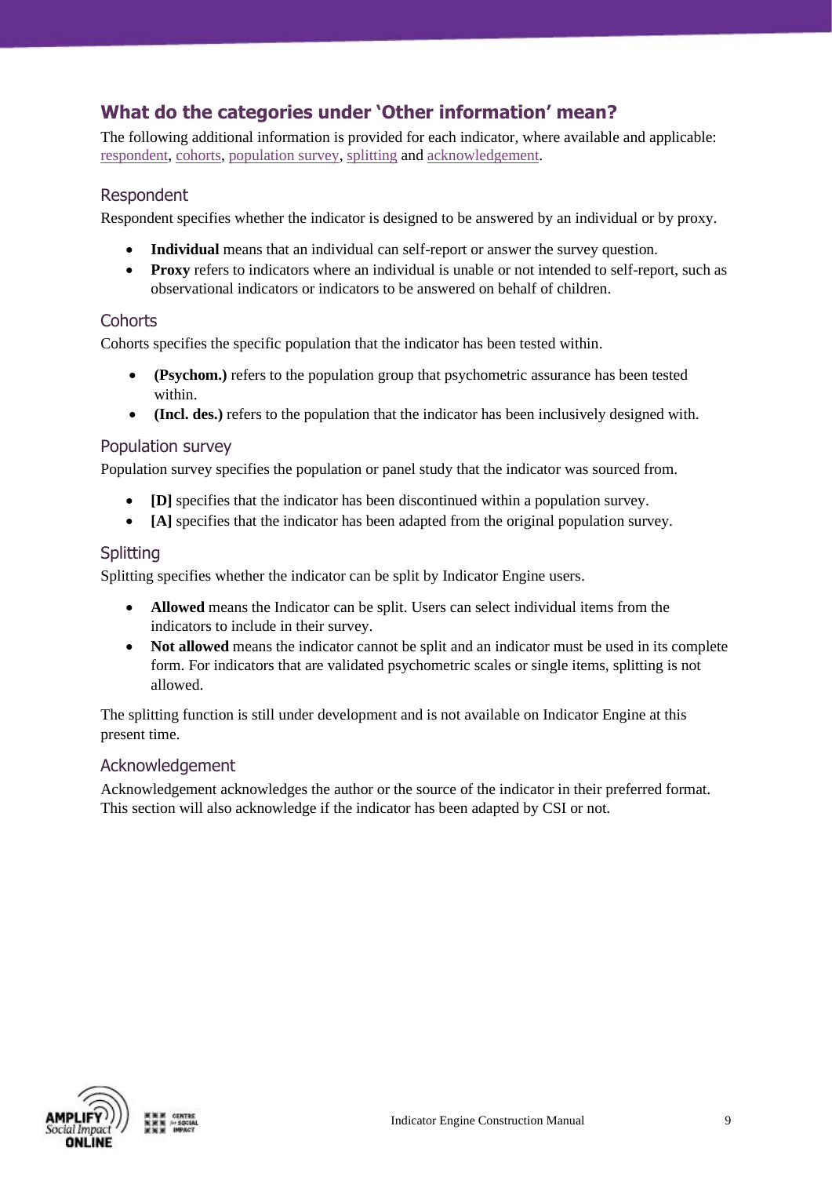## What do the categories under 'Other information' mean?

The following additional information is provided for each indicator, where available and applicable: respondent, cohorts, population survey, splitting and acknowledgement.

### Respondent

Respondent specifies whether the indicator is designed to be answered by an individual or by proxy.

- **Individual** means that an individual can self-report or answer the survey question.
- **Proxy** refers to indicators where an individual is unable or not intended to self-report, such as observational indicators or indicators to be answered on behalf of children.

### Cohorts

Cohorts specifies the specific population that the indicator has been tested within.

- **(Psychom.)** refers to the population group that psychometric assurance has been tested within.
- **(Incl. des.)** refers to the population that the indicator has been inclusively designed with.

### Population survey

Population survey specifies the population or panel study that the indicator was sourced from.

- **[D]** specifies that the indicator has been discontinued within a population survey.
- **[A]** specifies that the indicator has been adapted from the original population survey.

### Splitting

Splitting specifies whether the indicator can be split by Indicator Engine users.

- **Allowed** means the Indicator can be split. Users can select individual items from the indicators to include in their survey.
- **Not allowed** means the indicator cannot be split and an indicator must be used in its complete form. For indicators that are validated psychometric scales or single items, splitting is not allowed.

The splitting function is still under development and is not available on Indicator Engine at this present time.

### Acknowledgement

Acknowledgement acknowledges the author or the source of the indicator in their preferred format. This section will also acknowledge if the indicator has been adapted by CSI or not.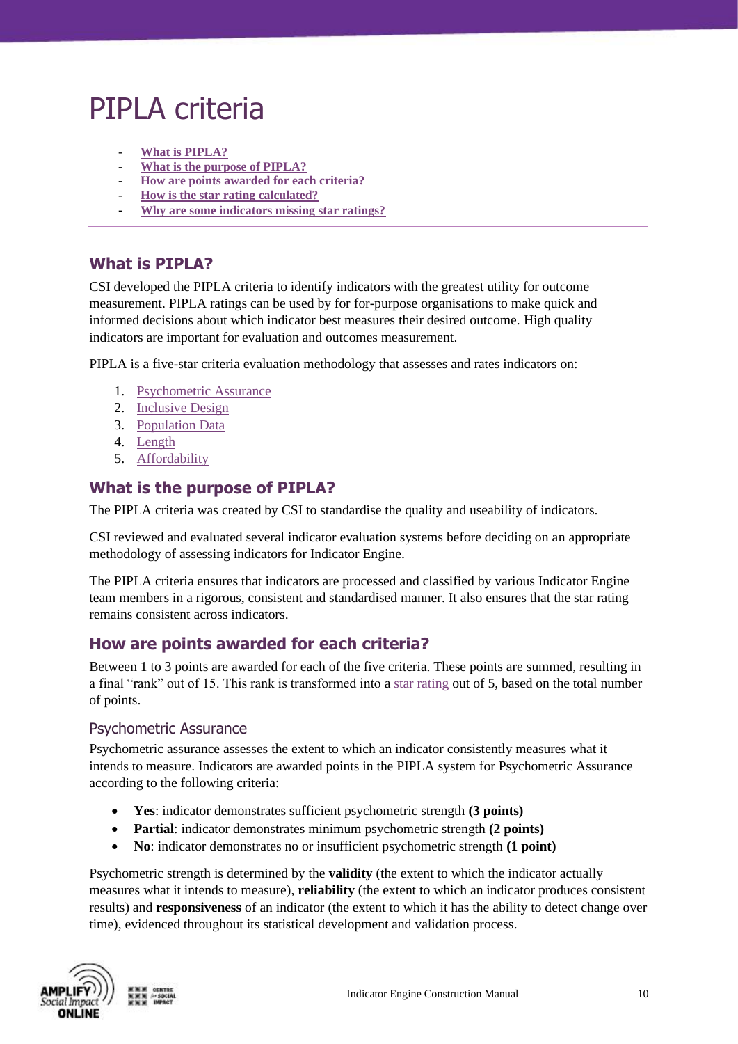# PIPLA criteria

- What is PIPLA?
- What is the purpose of PIPLA?
- How are points awarded for each criteria?
- How is the star rating calculated?
- Why are some indicators missing star ratings?

## What is PIPLA?

CSI developed the PIPLA criteria to identify indicators with the greatest utility for outcome measurement. PIPLA ratings can be used by for for-purpose organisations to make quick and informed decisions about which indicator best measures their desired outcome. High quality indicators are important for evaluation and outcomes measurement.

PIPLA is a five-star criteria evaluation methodology that assesses and rates indicators on:

1. Psychometric Assurance
2. Inclusive Design
3. Population Data
4. Length
5. Affordability

## What is the purpose of PIPLA?

The PIPLA criteria was created by CSI to standardise the quality and useability of indicators.

CSI reviewed and evaluated several indicator evaluation systems before deciding on an appropriate methodology of assessing indicators for Indicator Engine.

The PIPLA criteria ensures that indicators are processed and classified by various Indicator Engine team members in a rigorous, consistent and standardised manner. It also ensures that the star rating remains consistent across indicators.

## How are points awarded for each criteria?

Between 1 to 3 points are awarded for each of the five criteria. These points are summed, resulting in a final "rank" out of 15. This rank is transformed into a star rating out of 5, based on the total number of points.

### Psychometric Assurance

Psychometric assurance assesses the extent to which an indicator consistently measures what it intends to measure. Indicators are awarded points in the PIPLA system for Psychometric Assurance according to the following criteria:

- **Yes**: indicator demonstrates sufficient psychometric strength **(3 points)**
- **Partial**: indicator demonstrates minimum psychometric strength **(2 points)**
- **No**: indicator demonstrates no or insufficient psychometric strength **(1 point)**

Psychometric strength is determined by the **validity** (the extent to which the indicator actually measures what it intends to measure), **reliability** (the extent to which an indicator produces consistent results) and **responsiveness** of an indicator (the extent to which it has the ability to detect change over time), evidenced throughout its statistical development and validation process.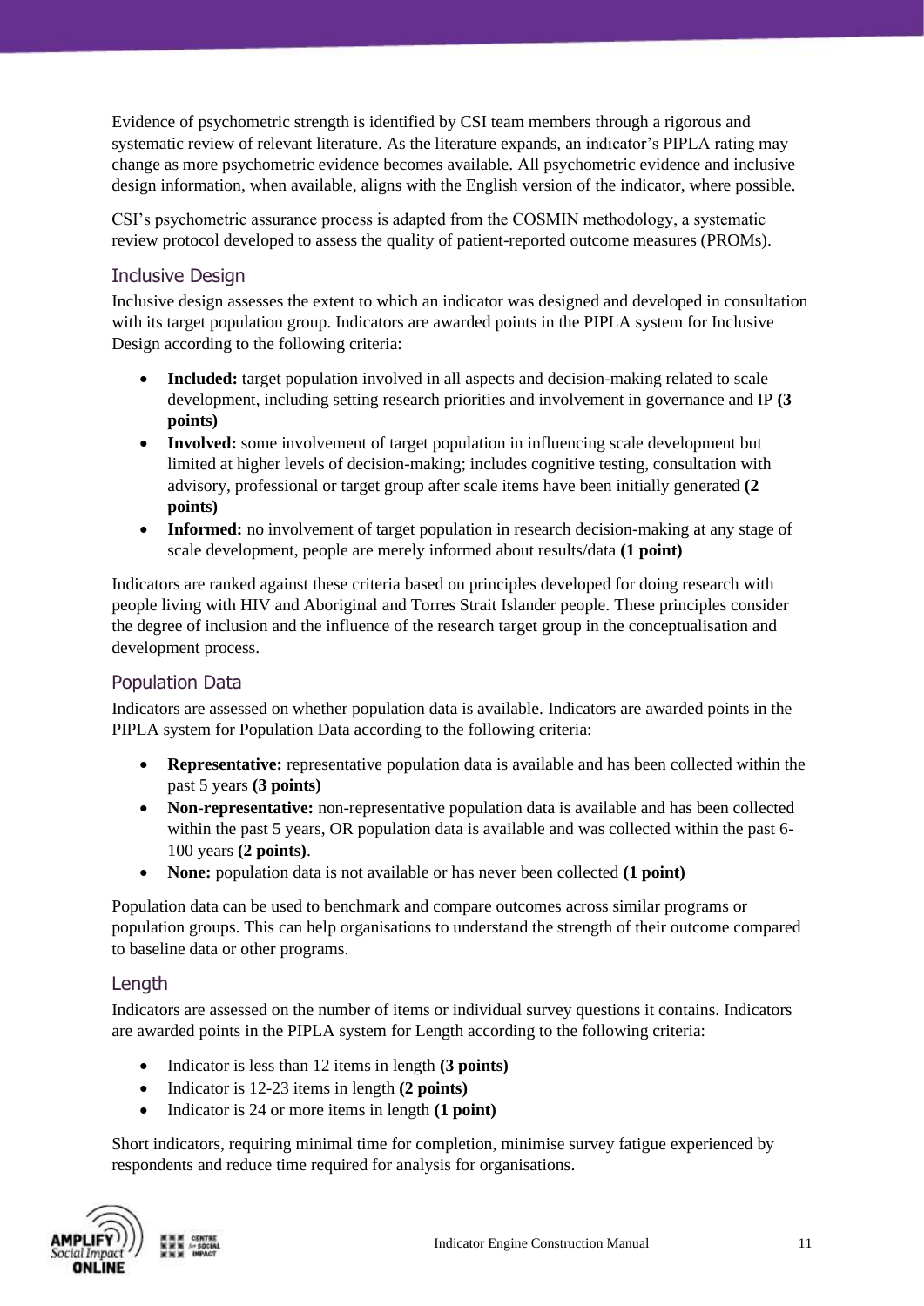Evidence of psychometric strength is identified by CSI team members through a rigorous and systematic review of relevant literature. As the literature expands, an indicator's PIPLA rating may change as more psychometric evidence becomes available. All psychometric evidence and inclusive design information, when available, aligns with the English version of the indicator, where possible.

CSI's psychometric assurance process is adapted from the COSMIN methodology, a systematic review protocol developed to assess the quality of patient-reported outcome measures (PROMs).

## Inclusive Design

Inclusive design assesses the extent to which an indicator was designed and developed in consultation with its target population group. Indicators are awarded points in the PIPLA system for Inclusive Design according to the following criteria:

- **Included:** target population involved in all aspects and decision-making related to scale development, including setting research priorities and involvement in governance and IP **(3 points)**
- **Involved:** some involvement of target population in influencing scale development but limited at higher levels of decision-making; includes cognitive testing, consultation with advisory, professional or target group after scale items have been initially generated **(2 points)**
- **Informed:** no involvement of target population in research decision-making at any stage of scale development, people are merely informed about results/data **(1 point)**

Indicators are ranked against these criteria based on principles developed for doing research with people living with HIV and Aboriginal and Torres Strait Islander people. These principles consider the degree of inclusion and the influence of the research target group in the conceptualisation and development process.

## Population Data

Indicators are assessed on whether population data is available. Indicators are awarded points in the PIPLA system for Population Data according to the following criteria:

- **Representative:** representative population data is available and has been collected within the past 5 years **(3 points)**
- **Non-representative:** non-representative population data is available and has been collected within the past 5 years, OR population data is available and was collected within the past 6-100 years **(2 points)**.
- **None:** population data is not available or has never been collected **(1 point)**

Population data can be used to benchmark and compare outcomes across similar programs or population groups. This can help organisations to understand the strength of their outcome compared to baseline data or other programs.

## Length

Indicators are assessed on the number of items or individual survey questions it contains. Indicators are awarded points in the PIPLA system for Length according to the following criteria:

- Indicator is less than 12 items in length **(3 points)**
- Indicator is 12-23 items in length **(2 points)**
- Indicator is 24 or more items in length **(1 point)**

Short indicators, requiring minimal time for completion, minimise survey fatigue experienced by respondents and reduce time required for analysis for organisations.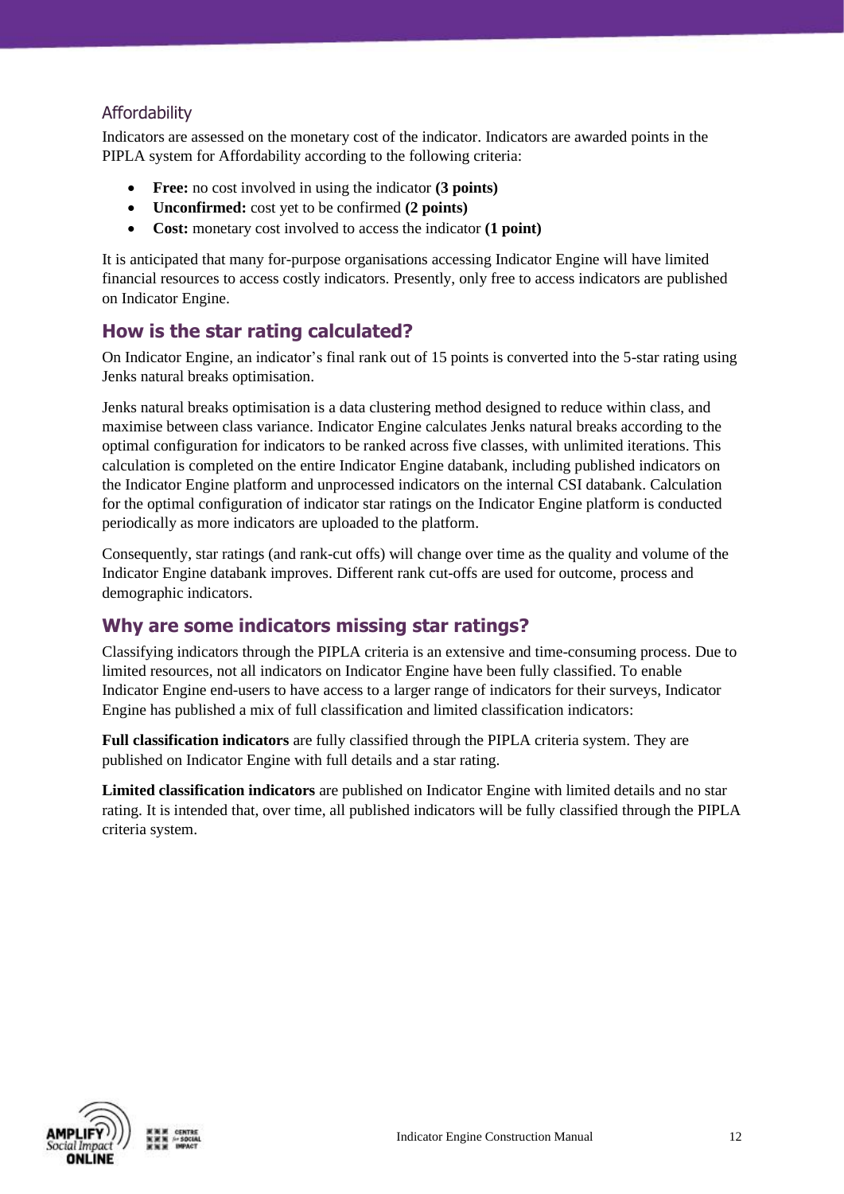### Affordability

Indicators are assessed on the monetary cost of the indicator. Indicators are awarded points in the PIPLA system for Affordability according to the following criteria:

- **Free:** no cost involved in using the indicator **(3 points)**
- **Unconfirmed:** cost yet to be confirmed **(2 points)**
- **Cost:** monetary cost involved to access the indicator **(1 point)**

It is anticipated that many for-purpose organisations accessing Indicator Engine will have limited financial resources to access costly indicators. Presently, only free to access indicators are published on Indicator Engine.

## How is the star rating calculated?

On Indicator Engine, an indicator's final rank out of 15 points is converted into the 5-star rating using Jenks natural breaks optimisation.

Jenks natural breaks optimisation is a data clustering method designed to reduce within class, and maximise between class variance. Indicator Engine calculates Jenks natural breaks according to the optimal configuration for indicators to be ranked across five classes, with unlimited iterations. This calculation is completed on the entire Indicator Engine databank, including published indicators on the Indicator Engine platform and unprocessed indicators on the internal CSI databank. Calculation for the optimal configuration of indicator star ratings on the Indicator Engine platform is conducted periodically as more indicators are uploaded to the platform.

Consequently, star ratings (and rank-cut offs) will change over time as the quality and volume of the Indicator Engine databank improves. Different rank cut-offs are used for outcome, process and demographic indicators.

## Why are some indicators missing star ratings?

Classifying indicators through the PIPLA criteria is an extensive and time-consuming process. Due to limited resources, not all indicators on Indicator Engine have been fully classified. To enable Indicator Engine end-users to have access to a larger range of indicators for their surveys, Indicator Engine has published a mix of full classification and limited classification indicators:

**Full classification indicators** are fully classified through the PIPLA criteria system. They are published on Indicator Engine with full details and a star rating.

**Limited classification indicators** are published on Indicator Engine with limited details and no star rating. It is intended that, over time, all published indicators will be fully classified through the PIPLA criteria system.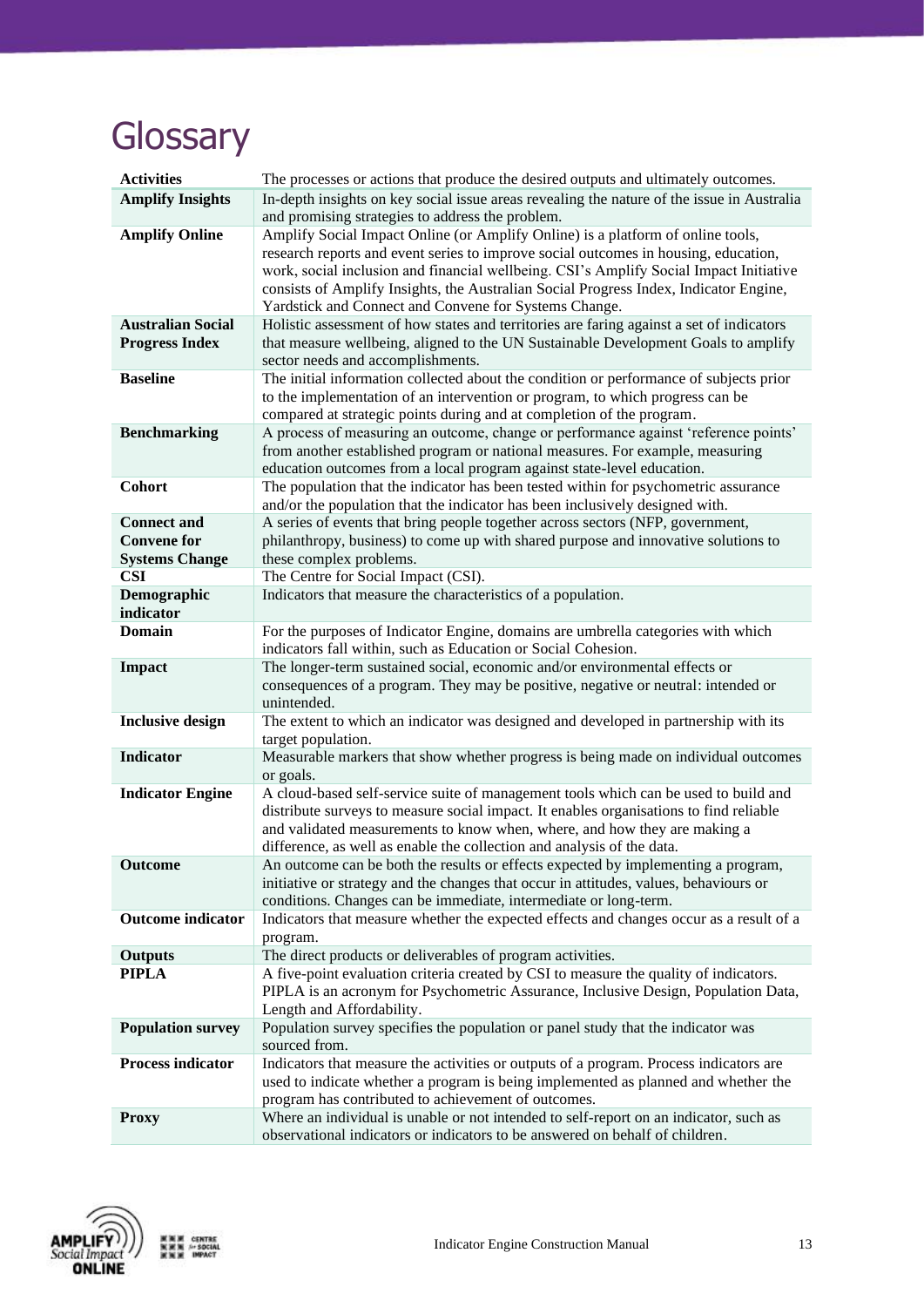# Glossary

| | |
|---|---|
| **Activities** | The processes or actions that produce the desired outputs and ultimately outcomes. |
| **Amplify Insights** | In-depth insights on key social issue areas revealing the nature of the issue in Australia and promising strategies to address the problem. |
| **Amplify Online** | Amplify Social Impact Online (or Amplify Online) is a platform of online tools, research reports and event series to improve social outcomes in housing, education, work, social inclusion and financial wellbeing. CSI's Amplify Social Impact Initiative consists of Amplify Insights, the Australian Social Progress Index, Indicator Engine, Yardstick and Connect and Convene for Systems Change. |
| **Australian Social Progress Index** | Holistic assessment of how states and territories are faring against a set of indicators that measure wellbeing, aligned to the UN Sustainable Development Goals to amplify sector needs and accomplishments. |
| **Baseline** | The initial information collected about the condition or performance of subjects prior to the implementation of an intervention or program, to which progress can be compared at strategic points during and at completion of the program. |
| **Benchmarking** | A process of measuring an outcome, change or performance against 'reference points' from another established program or national measures. For example, measuring education outcomes from a local program against state-level education. |
| **Cohort** | The population that the indicator has been tested within for psychometric assurance and/or the population that the indicator has been inclusively designed with. |
| **Connect and Convene for Systems Change** | A series of events that bring people together across sectors (NFP, government, philanthropy, business) to come up with shared purpose and innovative solutions to these complex problems. |
| **CSI** | The Centre for Social Impact (CSI). |
| **Demographic indicator** | Indicators that measure the characteristics of a population. |
| **Domain** | For the purposes of Indicator Engine, domains are umbrella categories with which indicators fall within, such as Education or Social Cohesion. |
| **Impact** | The longer-term sustained social, economic and/or environmental effects or consequences of a program. They may be positive, negative or neutral: intended or unintended. |
| **Inclusive design** | The extent to which an indicator was designed and developed in partnership with its target population. |
| **Indicator** | Measurable markers that show whether progress is being made on individual outcomes or goals. |
| **Indicator Engine** | A cloud-based self-service suite of management tools which can be used to build and distribute surveys to measure social impact. It enables organisations to find reliable and validated measurements to know when, where, and how they are making a difference, as well as enable the collection and analysis of the data. |
| **Outcome** | An outcome can be both the results or effects expected by implementing a program, initiative or strategy and the changes that occur in attitudes, values, behaviours or conditions. Changes can be immediate, intermediate or long-term. |
| **Outcome indicator** | Indicators that measure whether the expected effects and changes occur as a result of a program. |
| **Outputs** | The direct products or deliverables of program activities. |
| **PIPLA** | A five-point evaluation criteria created by CSI to measure the quality of indicators. PIPLA is an acronym for Psychometric Assurance, Inclusive Design, Population Data, Length and Affordability. |
| **Population survey** | Population survey specifies the population or panel study that the indicator was sourced from. |
| **Process indicator** | Indicators that measure the activities or outputs of a program. Process indicators are used to indicate whether a program is being implemented as planned and whether the program has contributed to achievement of outcomes. |
| **Proxy** | Where an individual is unable or not intended to self-report on an indicator, such as observational indicators or indicators to be answered on behalf of children. |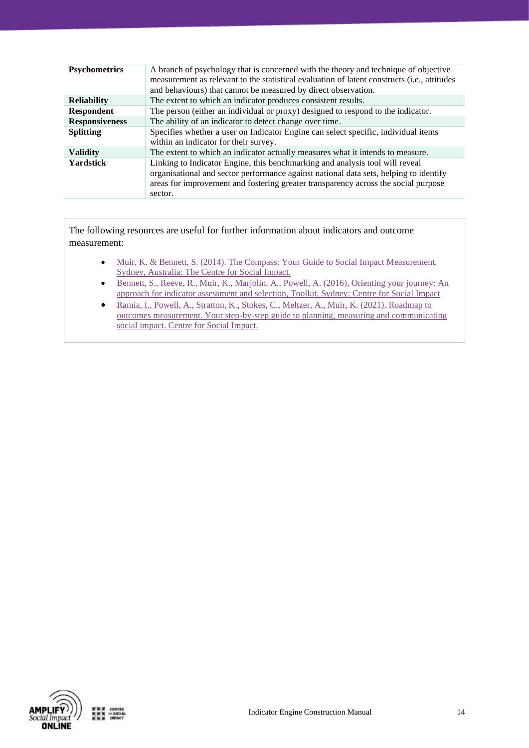| | |
|---|---|
| **Psychometrics** | A branch of psychology that is concerned with the theory and technique of objective measurement as relevant to the statistical evaluation of latent constructs (i.e., attitudes and behaviours) that cannot be measured by direct observation. |
| **Reliability** | The extent to which an indicator produces consistent results. |
| **Respondent** | The person (either an individual or proxy) designed to respond to the indicator. |
| **Responsiveness** | The ability of an indicator to detect change over time. |
| **Splitting** | Specifies whether a user on Indicator Engine can select specific, individual items within an indicator for their survey. |
| **Validity** | The extent to which an indicator actually measures what it intends to measure. |
| **Yardstick** | Linking to Indicator Engine, this benchmarking and analysis tool will reveal organisational and sector performance against national data sets, helping to identify areas for improvement and fostering greater transparency across the social purpose sector. |

The following resources are useful for further information about indicators and outcome measurement:

- Muir, K. & Bennett, S. (2014). The Compass: Your Guide to Social Impact Measurement. Sydney, Australia: The Centre for Social Impact.
- Bennett, S., Reeve, R., Muir, K., Marjolin, A., Powell, A. (2016), Orienting your journey: An approach for indicator assessment and selection, Toolkit, Sydney: Centre for Social Impact
- Ramia, I., Powell, A., Stratton, K., Stokes, C., Meltzer, A., Muir, K. (2021). Roadmap to outcomes measurement. Your step-by-step guide to planning, measuring and communicating social impact. Centre for Social Impact.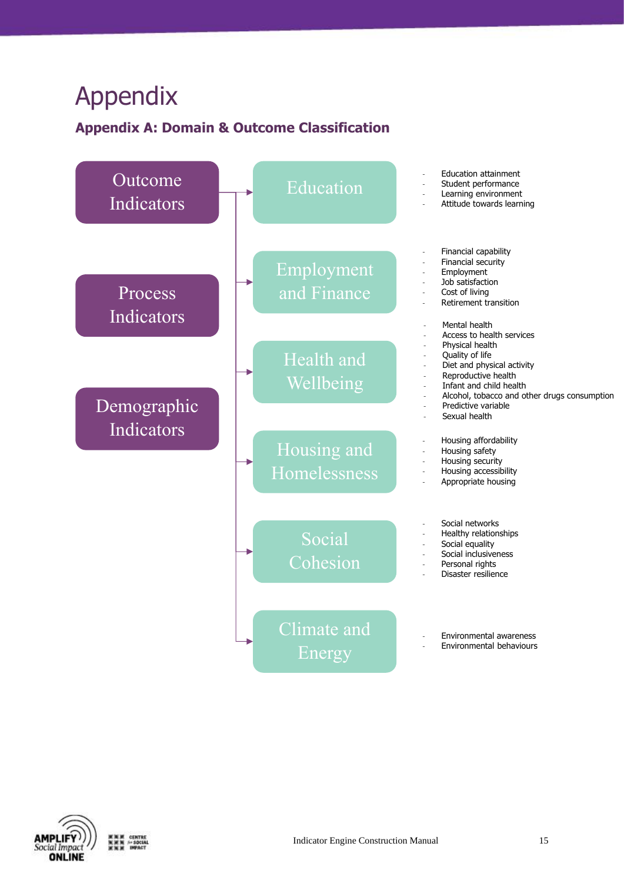# Appendix

## Appendix A: Domain & Outcome Classification

- Outcome Indicators
- Process Indicators
- Demographic Indicators

**Education**

- Education attainment
- Student performance
- Learning environment
- Attitude towards learning

**Employment and Finance**

- Financial capability
- Financial security
- Employment
- Job satisfaction
- Cost of living
- Retirement transition

**Health and Wellbeing**

- Mental health
- Access to health services
- Physical health
- Quality of life
- Diet and physical activity
- Reproductive health
- Infant and child health
- Alcohol, tobacco and other drugs consumption
- Predictive variable
- Sexual health

**Housing and Homelessness**

- Housing affordability
- Housing safety
- Housing security
- Housing accessibility
- Appropriate housing

**Social Cohesion**

- Social networks
- Healthy relationships
- Social equality
- Social inclusiveness
- Personal rights
- Disaster resilience

**Climate and Energy**

- Environmental awareness
- Environmental behaviours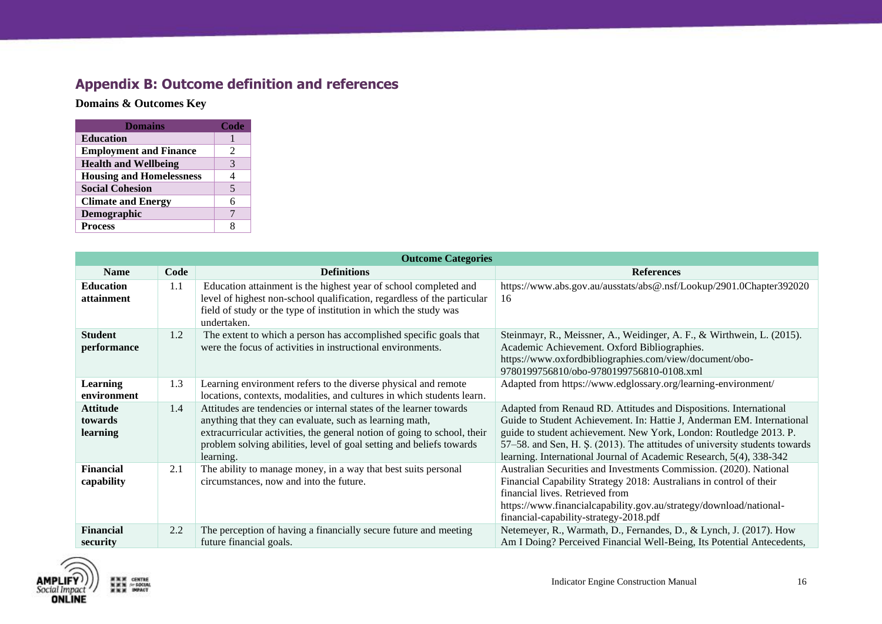## Appendix B: Outcome definition and references

**Domains & Outcomes Key**

| Domains | Code |
|---|---|
| **Education** | 1 |
| **Employment and Finance** | 2 |
| **Health and Wellbeing** | 3 |
| **Housing and Homelessness** | 4 |
| **Social Cohesion** | 5 |
| **Climate and Energy** | 6 |
| **Demographic** | 7 |
| **Process** | 8 |

| Outcome Categories | | | |
|---|---|---|---|
| **Name** | **Code** | **Definitions** | **References** |
| **Education attainment** | 1.1 | Education attainment is the highest year of school completed and level of highest non-school qualification, regardless of the particular field of study or the type of institution in which the study was undertaken. | https://www.abs.gov.au/ausstats/abs@.nsf/Lookup/2901.0Chapter39202016 |
| **Student performance** | 1.2 | The extent to which a person has accomplished specific goals that were the focus of activities in instructional environments. | Steinmayr, R., Meissner, A., Weidinger, A. F., & Wirthwein, L. (2015). Academic Achievement. Oxford Bibliographies. https://www.oxfordbibliographies.com/view/document/obo-9780199756810/obo-9780199756810-0108.xml |
| **Learning environment** | 1.3 | Learning environment refers to the diverse physical and remote locations, contexts, modalities, and cultures in which students learn. | Adapted from https://www.edglossary.org/learning-environment/ |
| **Attitude towards learning** | 1.4 | Attitudes are tendencies or internal states of the learner towards anything that they can evaluate, such as learning math, extracurricular activities, the general notion of going to school, their problem solving abilities, level of goal setting and beliefs towards learning. | Adapted from Renaud RD. Attitudes and Dispositions. International Guide to Student Achievement. In: Hattie J, Anderman EM. International guide to student achievement. New York, London: Routledge 2013. P. 57–58. and Sen, H. Ş. (2013). The attitudes of university students towards learning. International Journal of Academic Research, 5(4), 338-342 |
| **Financial capability** | 2.1 | The ability to manage money, in a way that best suits personal circumstances, now and into the future. | Australian Securities and Investments Commission. (2020). National Financial Capability Strategy 2018: Australians in control of their financial lives. Retrieved from https://www.financialcapability.gov.au/strategy/download/national-financial-capability-strategy-2018.pdf |
| **Financial security** | 2.2 | The perception of having a financially secure future and meeting future financial goals. | Netemeyer, R., Warmath, D., Fernandes, D., & Lynch, J. (2017). How Am I Doing? Perceived Financial Well-Being, Its Potential Antecedents, |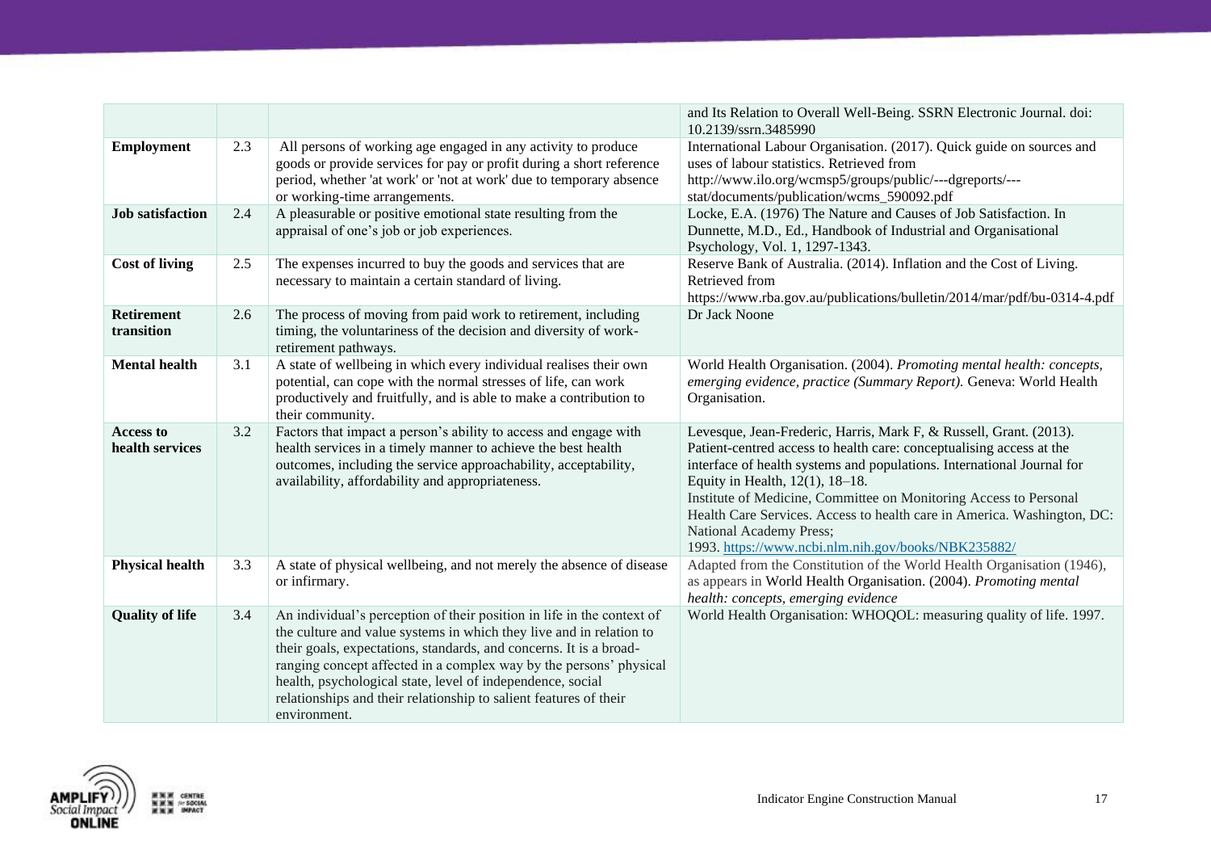| | | | |
|---|---|---|---|
| | | | and Its Relation to Overall Well-Being. SSRN Electronic Journal. doi: 10.2139/ssrn.3485990 |
| **Employment** | 2.3 | All persons of working age engaged in any activity to produce goods or provide services for pay or profit during a short reference period, whether 'at work' or 'not at work' due to temporary absence or working-time arrangements. | International Labour Organisation. (2017). Quick guide on sources and uses of labour statistics. Retrieved from http://www.ilo.org/wcmsp5/groups/public/---dgreports/---stat/documents/publication/wcms_590092.pdf |
| **Job satisfaction** | 2.4 | A pleasurable or positive emotional state resulting from the appraisal of one's job or job experiences. | Locke, E.A. (1976) The Nature and Causes of Job Satisfaction. In Dunnette, M.D., Ed., Handbook of Industrial and Organisational Psychology, Vol. 1, 1297-1343. |
| **Cost of living** | 2.5 | The expenses incurred to buy the goods and services that are necessary to maintain a certain standard of living. | Reserve Bank of Australia. (2014). Inflation and the Cost of Living. Retrieved from https://www.rba.gov.au/publications/bulletin/2014/mar/pdf/bu-0314-4.pdf |
| **Retirement transition** | 2.6 | The process of moving from paid work to retirement, including timing, the voluntariness of the decision and diversity of work-retirement pathways. | Dr Jack Noone |
| **Mental health** | 3.1 | A state of wellbeing in which every individual realises their own potential, can cope with the normal stresses of life, can work productively and fruitfully, and is able to make a contribution to their community. | World Health Organisation. (2004). *Promoting mental health: concepts, emerging evidence, practice (Summary Report).* Geneva: World Health Organisation. |
| **Access to health services** | 3.2 | Factors that impact a person's ability to access and engage with health services in a timely manner to achieve the best health outcomes, including the service approachability, acceptability, availability, affordability and appropriateness. | Levesque, Jean-Frederic, Harris, Mark F, & Russell, Grant. (2013). Patient-centred access to health care: conceptualising access at the interface of health systems and populations. International Journal for Equity in Health, 12(1), 18–18.<br>Institute of Medicine, Committee on Monitoring Access to Personal Health Care Services. Access to health care in America. Washington, DC: National Academy Press;<br>1993. https://www.ncbi.nlm.nih.gov/books/NBK235882/ |
| **Physical health** | 3.3 | A state of physical wellbeing, and not merely the absence of disease or infirmary. | Adapted from the Constitution of the World Health Organisation (1946), as appears in World Health Organisation. (2004). *Promoting mental health: concepts, emerging evidence* |
| **Quality of life** | 3.4 | An individual's perception of their position in life in the context of the culture and value systems in which they live and in relation to their goals, expectations, standards, and concerns. It is a broad-ranging concept affected in a complex way by the persons' physical health, psychological state, level of independence, social relationships and their relationship to salient features of their environment. | World Health Organisation: WHOQOL: measuring quality of life. 1997. |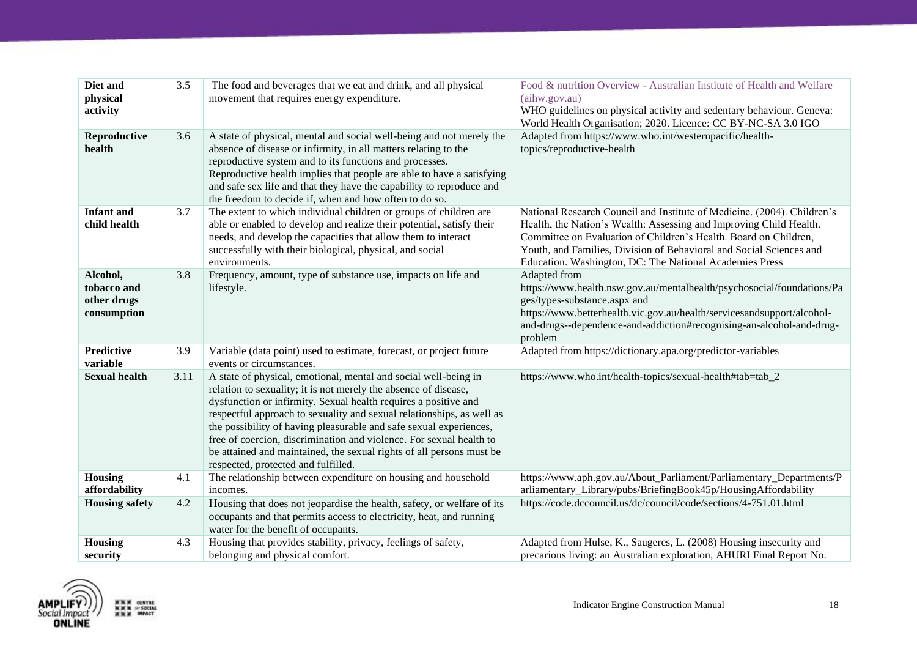| **Diet and physical activity** | 3.5 | The food and beverages that we eat and drink, and all physical movement that requires energy expenditure. | Food & nutrition Overview - Australian Institute of Health and Welfare (aihw.gov.au)<br>WHO guidelines on physical activity and sedentary behaviour. Geneva: World Health Organisation; 2020. Licence: CC BY-NC-SA 3.0 IGO |
|---|---|---|---|
| **Reproductive health** | 3.6 | A state of physical, mental and social well-being and not merely the absence of disease or infirmity, in all matters relating to the reproductive system and to its functions and processes. Reproductive health implies that people are able to have a satisfying and safe sex life and that they have the capability to reproduce and the freedom to decide if, when and how often to do so. | Adapted from https://www.who.int/westernpacific/health-topics/reproductive-health |
| **Infant and child health** | 3.7 | The extent to which individual children or groups of children are able or enabled to develop and realize their potential, satisfy their needs, and develop the capacities that allow them to interact successfully with their biological, physical, and social environments. | National Research Council and Institute of Medicine. (2004). Children's Health, the Nation's Wealth: Assessing and Improving Child Health. Committee on Evaluation of Children's Health. Board on Children, Youth, and Families, Division of Behavioral and Social Sciences and Education. Washington, DC: The National Academies Press |
| **Alcohol, tobacco and other drugs consumption** | 3.8 | Frequency, amount, type of substance use, impacts on life and lifestyle. | Adapted from https://www.health.nsw.gov.au/mentalhealth/psychosocial/foundations/Pages/types-substance.aspx and https://www.betterhealth.vic.gov.au/health/servicesandsupport/alcohol-and-drugs--dependence-and-addiction#recognising-an-alcohol-and-drug-problem |
| **Predictive variable** | 3.9 | Variable (data point) used to estimate, forecast, or project future events or circumstances. | Adapted from https://dictionary.apa.org/predictor-variables |
| **Sexual health** | 3.11 | A state of physical, emotional, mental and social well-being in relation to sexuality; it is not merely the absence of disease, dysfunction or infirmity. Sexual health requires a positive and respectful approach to sexuality and sexual relationships, as well as the possibility of having pleasurable and safe sexual experiences, free of coercion, discrimination and violence. For sexual health to be attained and maintained, the sexual rights of all persons must be respected, protected and fulfilled. | https://www.who.int/health-topics/sexual-health#tab=tab_2 |
| **Housing affordability** | 4.1 | The relationship between expenditure on housing and household incomes. | https://www.aph.gov.au/About_Parliament/Parliamentary_Departments/Parliamentary_Library/pubs/BriefingBook45p/HousingAffordability |
| **Housing safety** | 4.2 | Housing that does not jeopardise the health, safety, or welfare of its occupants and that permits access to electricity, heat, and running water for the benefit of occupants. | https://code.dccouncil.us/dc/council/code/sections/4-751.01.html |
| **Housing security** | 4.3 | Housing that provides stability, privacy, feelings of safety, belonging and physical comfort. | Adapted from Hulse, K., Saugeres, L. (2008) Housing insecurity and precarious living: an Australian exploration, AHURI Final Report No. |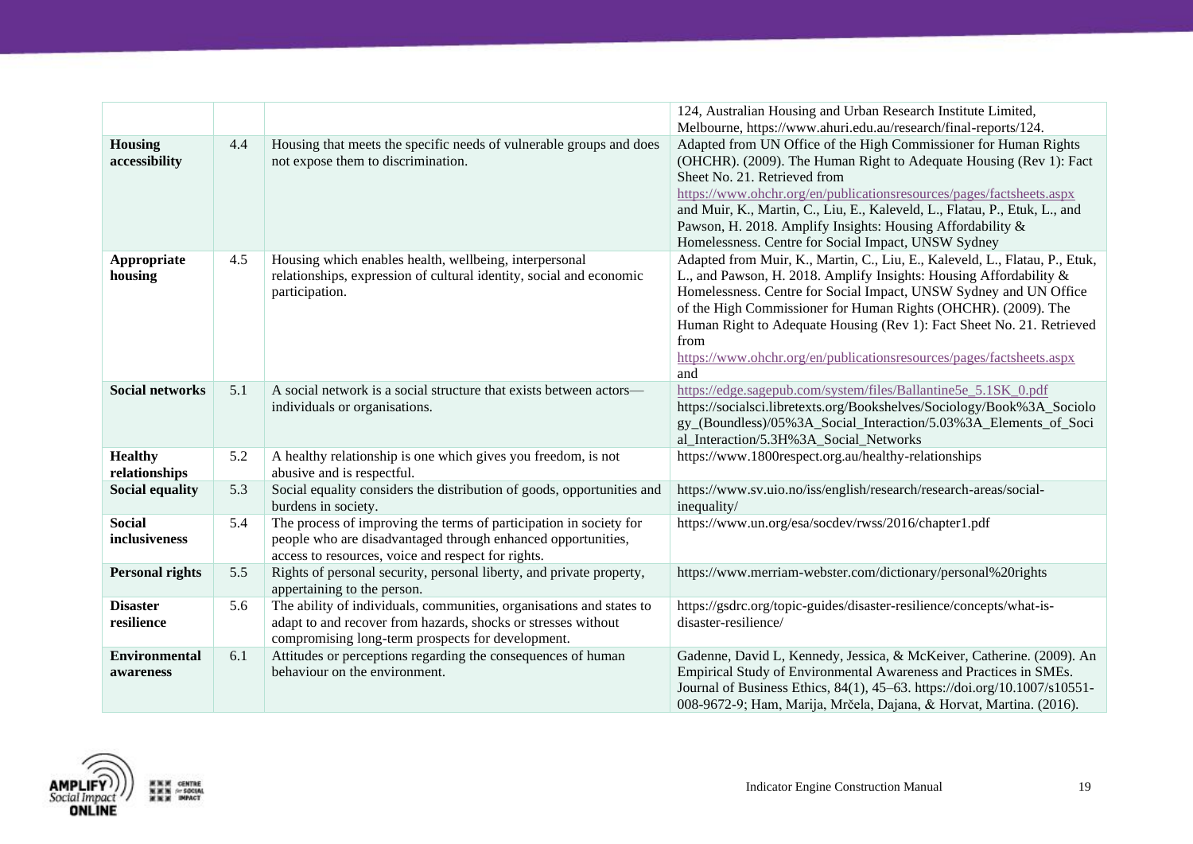|  |  |  |  |
|---|---|---|---|
|  |  |  | 124, Australian Housing and Urban Research Institute Limited, Melbourne, https://www.ahuri.edu.au/research/final-reports/124. |
| **Housing accessibility** | 4.4 | Housing that meets the specific needs of vulnerable groups and does not expose them to discrimination. | Adapted from UN Office of the High Commissioner for Human Rights (OHCHR). (2009). The Human Right to Adequate Housing (Rev 1): Fact Sheet No. 21. Retrieved from https://www.ohchr.org/en/publicationsresources/pages/factsheets.aspx and Muir, K., Martin, C., Liu, E., Kaleveld, L., Flatau, P., Etuk, L., and Pawson, H. 2018. Amplify Insights: Housing Affordability & Homelessness. Centre for Social Impact, UNSW Sydney |
| **Appropriate housing** | 4.5 | Housing which enables health, wellbeing, interpersonal relationships, expression of cultural identity, social and economic participation. | Adapted from Muir, K., Martin, C., Liu, E., Kaleveld, L., Flatau, P., Etuk, L., and Pawson, H. 2018. Amplify Insights: Housing Affordability & Homelessness. Centre for Social Impact, UNSW Sydney and UN Office of the High Commissioner for Human Rights (OHCHR). (2009). The Human Right to Adequate Housing (Rev 1): Fact Sheet No. 21. Retrieved from https://www.ohchr.org/en/publicationsresources/pages/factsheets.aspx and |
| **Social networks** | 5.1 | A social network is a social structure that exists between actors—individuals or organisations. | https://edge.sagepub.com/system/files/Ballantine5e_5.1SK_0.pdf https://socialsci.libretexts.org/Bookshelves/Sociology/Book%3A_Sociology_(Boundless)/05%3A_Social_Interaction/5.03%3A_Elements_of_Social_Interaction/5.3H%3A_Social_Networks |
| **Healthy relationships** | 5.2 | A healthy relationship is one which gives you freedom, is not abusive and is respectful. | https://www.1800respect.org.au/healthy-relationships |
| **Social equality** | 5.3 | Social equality considers the distribution of goods, opportunities and burdens in society. | https://www.sv.uio.no/iss/english/research/research-areas/social-inequality/ |
| **Social inclusiveness** | 5.4 | The process of improving the terms of participation in society for people who are disadvantaged through enhanced opportunities, access to resources, voice and respect for rights. | https://www.un.org/esa/socdev/rwss/2016/chapter1.pdf |
| **Personal rights** | 5.5 | Rights of personal security, personal liberty, and private property, appertaining to the person. | https://www.merriam-webster.com/dictionary/personal%20rights |
| **Disaster resilience** | 5.6 | The ability of individuals, communities, organisations and states to adapt to and recover from hazards, shocks or stresses without compromising long-term prospects for development. | https://gsdrc.org/topic-guides/disaster-resilience/concepts/what-is-disaster-resilience/ |
| **Environmental awareness** | 6.1 | Attitudes or perceptions regarding the consequences of human behaviour on the environment. | Gadenne, David L, Kennedy, Jessica, & McKeiver, Catherine. (2009). An Empirical Study of Environmental Awareness and Practices in SMEs. Journal of Business Ethics, 84(1), 45–63. https://doi.org/10.1007/s10551-008-9672-9; Ham, Marija, Mrčela, Dajana, & Horvat, Martina. (2016). |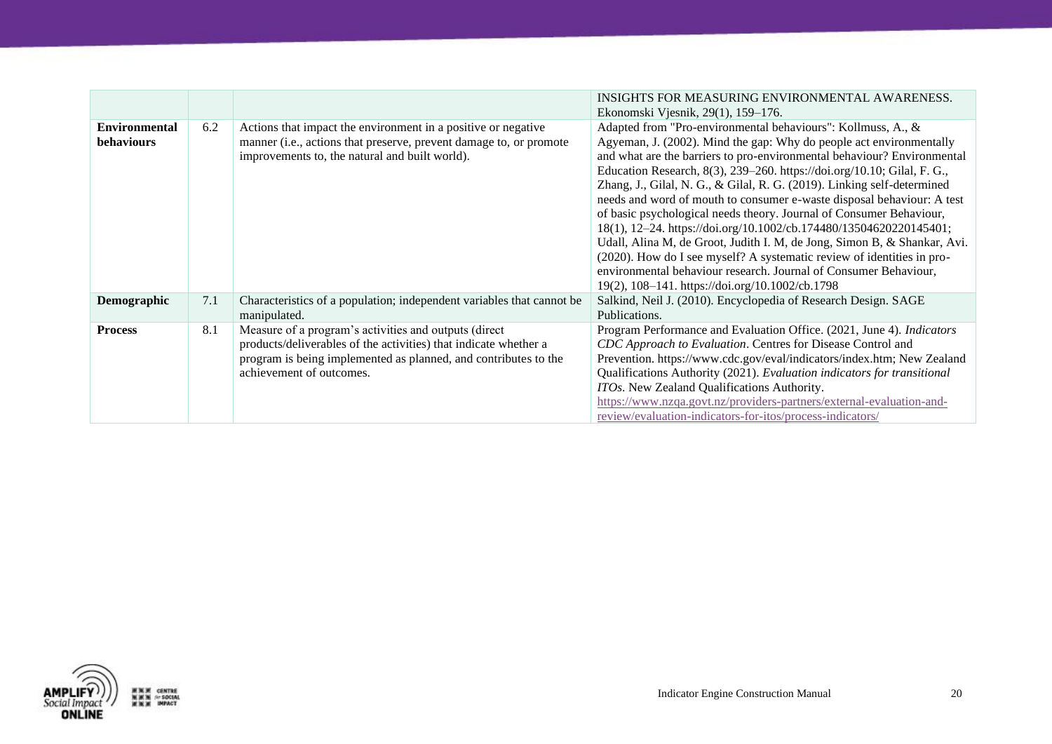| | | | |
|---|---|---|---|
| | | | INSIGHTS FOR MEASURING ENVIRONMENTAL AWARENESS. Ekonomski Vjesnik, 29(1), 159–176. |
| **Environmental behaviours** | 6.2 | Actions that impact the environment in a positive or negative manner (i.e., actions that preserve, prevent damage to, or promote improvements to, the natural and built world). | Adapted from "Pro-environmental behaviours": Kollmuss, A., & Agyeman, J. (2002). Mind the gap: Why do people act environmentally and what are the barriers to pro-environmental behaviour? Environmental Education Research, 8(3), 239–260. https://doi.org/10.10; Gilal, F. G., Zhang, J., Gilal, N. G., & Gilal, R. G. (2019). Linking self-determined needs and word of mouth to consumer e-waste disposal behaviour: A test of basic psychological needs theory. Journal of Consumer Behaviour, 18(1), 12–24. https://doi.org/10.1002/cb.174480/13504620220145401; Udall, Alina M, de Groot, Judith I. M, de Jong, Simon B, & Shankar, Avi. (2020). How do I see myself? A systematic review of identities in pro-environmental behaviour research. Journal of Consumer Behaviour, 19(2), 108–141. https://doi.org/10.1002/cb.1798 |
| **Demographic** | 7.1 | Characteristics of a population; independent variables that cannot be manipulated. | Salkind, Neil J. (2010). Encyclopedia of Research Design. SAGE Publications. |
| **Process** | 8.1 | Measure of a program's activities and outputs (direct products/deliverables of the activities) that indicate whether a program is being implemented as planned, and contributes to the achievement of outcomes. | Program Performance and Evaluation Office. (2021, June 4). *Indicators CDC Approach to Evaluation*. Centres for Disease Control and Prevention. https://www.cdc.gov/eval/indicators/index.htm; New Zealand Qualifications Authority (2021). *Evaluation indicators for transitional ITOs*. New Zealand Qualifications Authority. https://www.nzqa.govt.nz/providers-partners/external-evaluation-and-review/evaluation-indicators-for-itos/process-indicators/ |